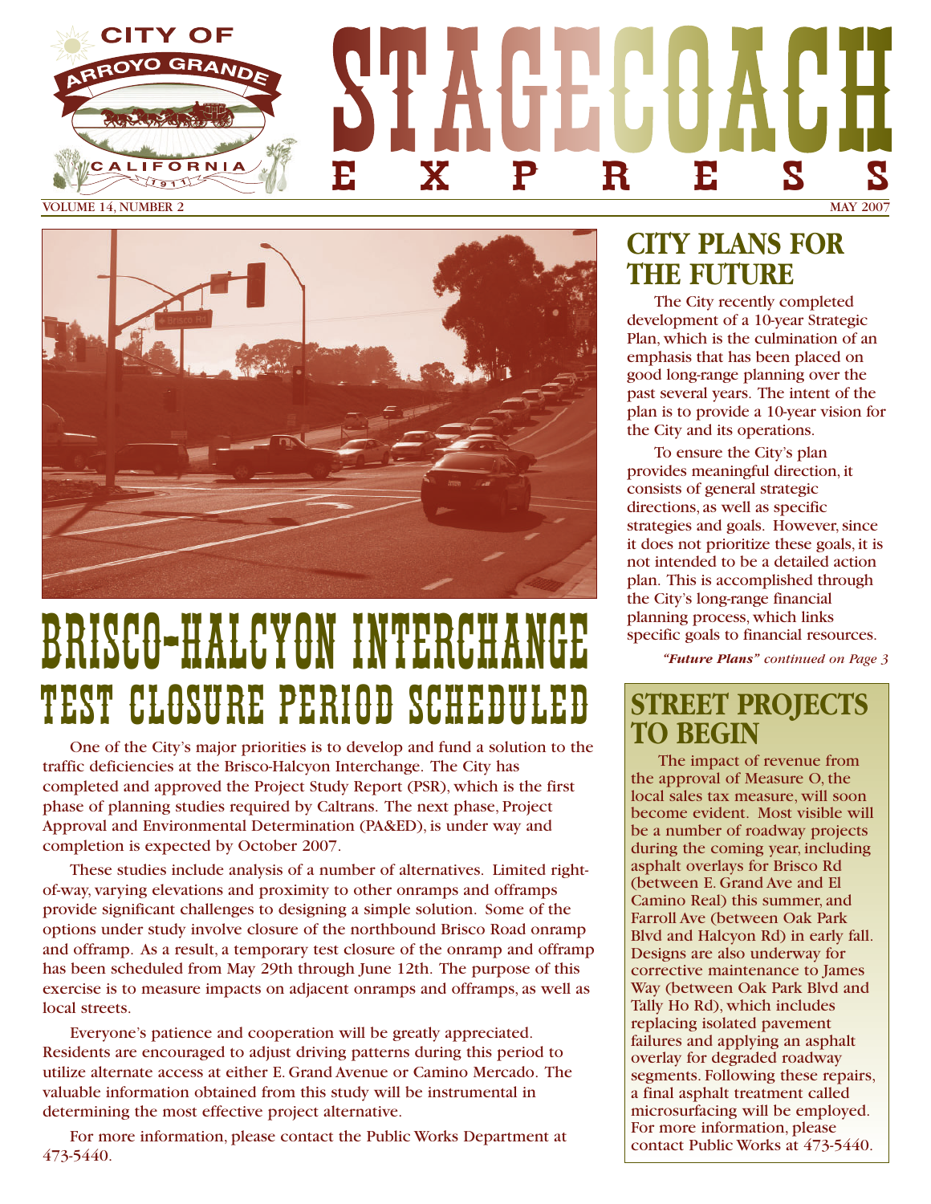# STAGECOACH EXPRESS

VOLUME 14, NUMBER 2 — MAY 2007

# BRISCO-HALCYON INTERCHANGE TEST CLOSURE PERIOD SCHEDULED

One of the City's major priorities is to develop and fund a solution to the traffic deficiencies at the Brisco-Halcyon Interchange. The City has completed and approved the Project Study Report (PSR), which is the first phase of planning studies required by Caltrans. The next phase, Project Approval and Environmental Determination (PA&ED), is under way and completion is expected by October 2007.

These studies include analysis of a number of alternatives. Limited right-of-way, varying elevations and proximity to other onramps and offramps provide significant challenges to designing a simple solution. Some of the options under study involve closure of the northbound Brisco Road onramp and offramp. As a result, a temporary test closure of the onramp and offramp has been scheduled from May 29th through June 12th. The purpose of this exercise is to measure impacts on adjacent onramps and offramps, as well as local streets.

Everyone's patience and cooperation will be greatly appreciated. Residents are encouraged to adjust driving patterns during this period to utilize alternate access at either E. Grand Avenue or Camino Mercado. The valuable information obtained from this study will be instrumental in determining the most effective project alternative.

For more information, please contact the Public Works Department at 473-5440.

## CITY PLANS FOR THE FUTURE

The City recently completed development of a 10-year Strategic Plan, which is the culmination of an emphasis that has been placed on good long-range planning over the past several years. The intent of the plan is to provide a 10-year vision for the City and its operations.

To ensure the City's plan provides meaningful direction, it consists of general strategic directions, as well as specific strategies and goals. However, since it does not prioritize these goals, it is not intended to be a detailed action plan. This is accomplished through the City's long-range financial planning process, which links specific goals to financial resources.

***"Future Plans"** continued on Page 3*

## STREET PROJECTS TO BEGIN

The impact of revenue from the approval of Measure O, the local sales tax measure, will soon become evident. Most visible will be a number of roadway projects during the coming year, including asphalt overlays for Brisco Rd (between E. Grand Ave and El Camino Real) this summer, and Farroll Ave (between Oak Park Blvd and Halcyon Rd) in early fall. Designs are also underway for corrective maintenance to James Way (between Oak Park Blvd and Tally Ho Rd), which includes replacing isolated pavement failures and applying an asphalt overlay for degraded roadway segments. Following these repairs, a final asphalt treatment called microsurfacing will be employed. For more information, please contact Public Works at 473-5440.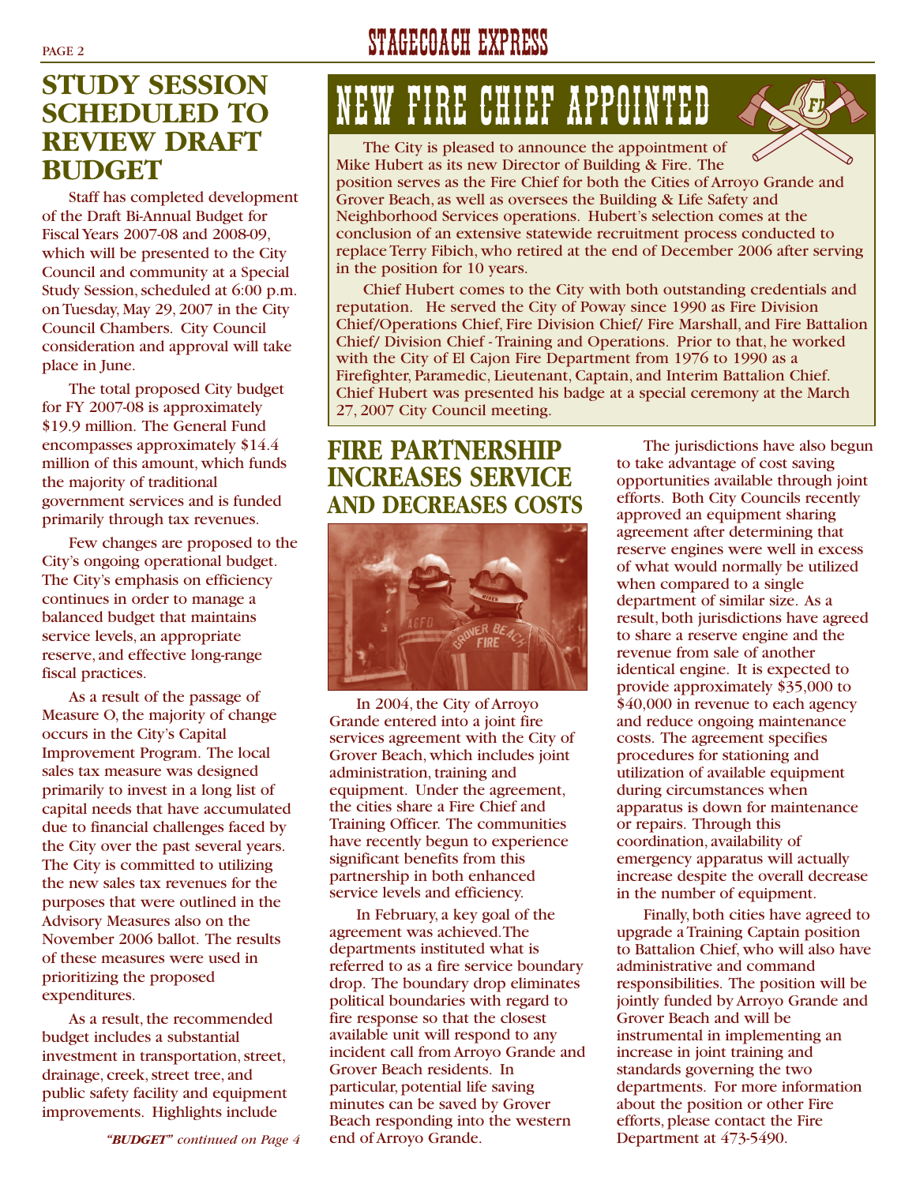## STUDY SESSION SCHEDULED TO REVIEW DRAFT BUDGET

Staff has completed development of the Draft Bi-Annual Budget for Fiscal Years 2007-08 and 2008-09, which will be presented to the City Council and community at a Special Study Session, scheduled at 6:00 p.m. on Tuesday, May 29, 2007 in the City Council Chambers. City Council consideration and approval will take place in June.

The total proposed City budget for FY 2007-08 is approximately \$19.9 million. The General Fund encompasses approximately \$14.4 million of this amount, which funds the majority of traditional government services and is funded primarily through tax revenues.

Few changes are proposed to the City's ongoing operational budget. The City's emphasis on efficiency continues in order to manage a balanced budget that maintains service levels, an appropriate reserve, and effective long-range fiscal practices.

As a result of the passage of Measure O, the majority of change occurs in the City's Capital Improvement Program. The local sales tax measure was designed primarily to invest in a long list of capital needs that have accumulated due to financial challenges faced by the City over the past several years. The City is committed to utilizing the new sales tax revenues for the purposes that were outlined in the Advisory Measures also on the November 2006 ballot. The results of these measures were used in prioritizing the proposed expenditures.

As a result, the recommended budget includes a substantial investment in transportation, street, drainage, creek, street tree, and public safety facility and equipment improvements. Highlights include

*"BUDGET" continued on Page 4*

## NEW FIRE CHIEF APPOINTED

The City is pleased to announce the appointment of Mike Hubert as its new Director of Building & Fire. The position serves as the Fire Chief for both the Cities of Arroyo Grande and Grover Beach, as well as oversees the Building & Life Safety and Neighborhood Services operations. Hubert's selection comes at the conclusion of an extensive statewide recruitment process conducted to replace Terry Fibich, who retired at the end of December 2006 after serving in the position for 10 years.

Chief Hubert comes to the City with both outstanding credentials and reputation. He served the City of Poway since 1990 as Fire Division Chief/Operations Chief, Fire Division Chief/ Fire Marshall, and Fire Battalion Chief/ Division Chief - Training and Operations. Prior to that, he worked with the City of El Cajon Fire Department from 1976 to 1990 as a Firefighter, Paramedic, Lieutenant, Captain, and Interim Battalion Chief. Chief Hubert was presented his badge at a special ceremony at the March 27, 2007 City Council meeting.

## FIRE PARTNERSHIP INCREASES SERVICE AND DECREASES COSTS

In 2004, the City of Arroyo Grande entered into a joint fire services agreement with the City of Grover Beach, which includes joint administration, training and equipment. Under the agreement, the cities share a Fire Chief and Training Officer. The communities have recently begun to experience significant benefits from this partnership in both enhanced service levels and efficiency.

In February, a key goal of the agreement was achieved. The departments instituted what is referred to as a fire service boundary drop. The boundary drop eliminates political boundaries with regard to fire response so that the closest available unit will respond to any incident call from Arroyo Grande and Grover Beach residents. In particular, potential life saving minutes can be saved by Grover Beach responding into the western end of Arroyo Grande.

The jurisdictions have also begun to take advantage of cost saving opportunities available through joint efforts. Both City Councils recently approved an equipment sharing agreement after determining that reserve engines were well in excess of what would normally be utilized when compared to a single department of similar size. As a result, both jurisdictions have agreed to share a reserve engine and the revenue from sale of another identical engine. It is expected to provide approximately \$35,000 to \$40,000 in revenue to each agency and reduce ongoing maintenance costs. The agreement specifies procedures for stationing and utilization of available equipment during circumstances when apparatus is down for maintenance or repairs. Through this coordination, availability of emergency apparatus will actually increase despite the overall decrease in the number of equipment.

Finally, both cities have agreed to upgrade a Training Captain position to Battalion Chief, who will also have administrative and command responsibilities. The position will be jointly funded by Arroyo Grande and Grover Beach and will be instrumental in implementing an increase in joint training and standards governing the two departments. For more information about the position or other Fire efforts, please contact the Fire Department at 473-5490.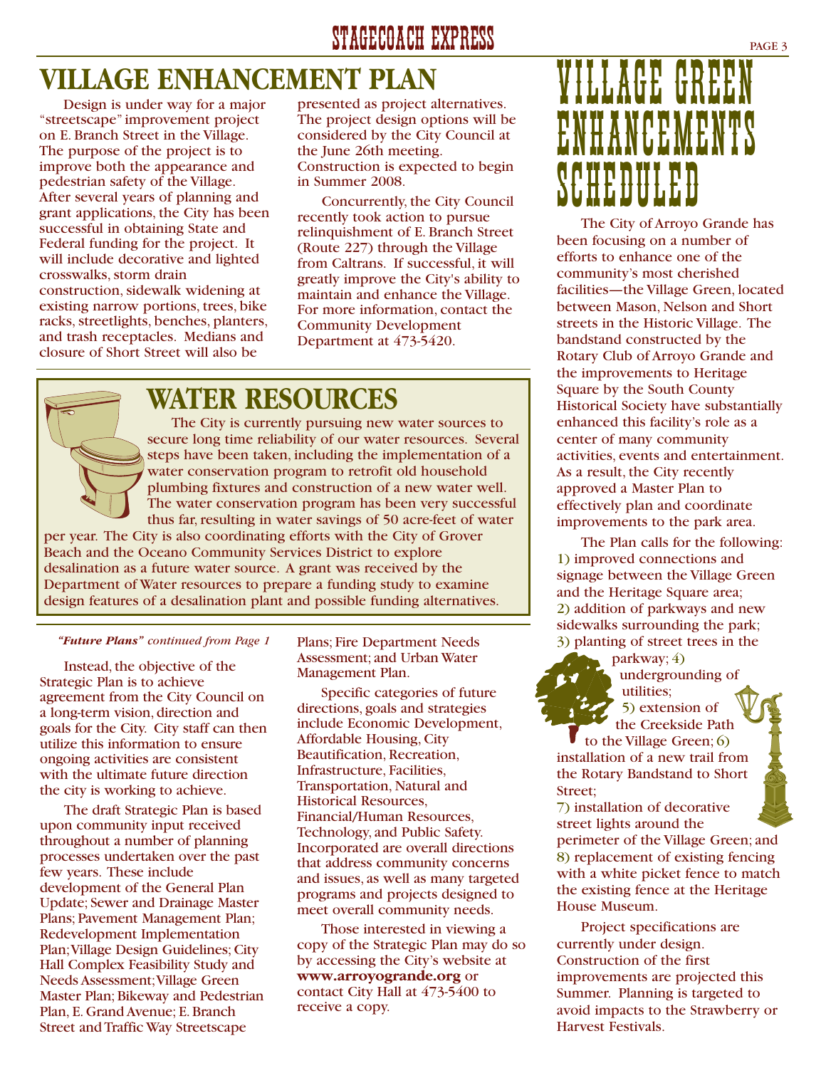# VILLAGE ENHANCEMENT PLAN

Design is under way for a major "streetscape" improvement project on E. Branch Street in the Village. The purpose of the project is to improve both the appearance and pedestrian safety of the Village. After several years of planning and grant applications, the City has been successful in obtaining State and Federal funding for the project. It will include decorative and lighted crosswalks, storm drain construction, sidewalk widening at existing narrow portions, trees, bike racks, streetlights, benches, planters, and trash receptacles. Medians and closure of Short Street will also be presented as project alternatives. The project design options will be considered by the City Council at the June 26th meeting. Construction is expected to begin in Summer 2008.

Concurrently, the City Council recently took action to pursue relinquishment of E. Branch Street (Route 227) through the Village from Caltrans. If successful, it will greatly improve the City's ability to maintain and enhance the Village. For more information, contact the Community Development Department at 473-5420.

## WATER RESOURCES

The City is currently pursuing new water sources to secure long time reliability of our water resources. Several steps have been taken, including the implementation of a water conservation program to retrofit old household plumbing fixtures and construction of a new water well. The water conservation program has been very successful thus far, resulting in water savings of 50 acre-feet of water per year. The City is also coordinating efforts with the City of Grover Beach and the Oceano Community Services District to explore desalination as a future water source. A grant was received by the Department of Water resources to prepare a funding study to examine design features of a desalination plant and possible funding alternatives.

***"Future Plans"*** *continued from Page 1*

Instead, the objective of the Strategic Plan is to achieve agreement from the City Council on a long-term vision, direction and goals for the City. City staff can then utilize this information to ensure ongoing activities are consistent with the ultimate future direction the city is working to achieve.

The draft Strategic Plan is based upon community input received throughout a number of planning processes undertaken over the past few years. These include development of the General Plan Update; Sewer and Drainage Master Plans; Pavement Management Plan; Redevelopment Implementation Plan; Village Design Guidelines; City Hall Complex Feasibility Study and Needs Assessment; Village Green Master Plan; Bikeway and Pedestrian Plan, E. Grand Avenue; E. Branch Street and Traffic Way Streetscape Plans; Fire Department Needs Assessment; and Urban Water Management Plan.

Specific categories of future directions, goals and strategies include Economic Development, Affordable Housing, City Beautification, Recreation, Infrastructure, Facilities, Transportation, Natural and Historical Resources, Financial/Human Resources, Technology, and Public Safety. Incorporated are overall directions that address community concerns and issues, as well as many targeted programs and projects designed to meet overall community needs.

Those interested in viewing a copy of the Strategic Plan may do so by accessing the City's website at **www.arroyogrande.org** or contact City Hall at 473-5400 to receive a copy.

# VILLAGE GREEN ENHANCEMENTS SCHEDULED

The City of Arroyo Grande has been focusing on a number of efforts to enhance one of the community's most cherished facilities—the Village Green, located between Mason, Nelson and Short streets in the Historic Village. The bandstand constructed by the Rotary Club of Arroyo Grande and the improvements to Heritage Square by the South County Historical Society have substantially enhanced this facility's role as a center of many community activities, events and entertainment. As a result, the City recently approved a Master Plan to effectively plan and coordinate improvements to the park area.

The Plan calls for the following: 1) improved connections and signage between the Village Green and the Heritage Square area; 2) addition of parkways and new sidewalks surrounding the park; 3) planting of street trees in the parkway; 4) undergrounding of utilities; 5) extension of the Creekside Path to the Village Green; 6) installation of a new trail from the Rotary Bandstand to Short Street; 7) installation of decorative street lights around the perimeter of the Village Green; and 8) replacement of existing fencing with a white picket fence to match the existing fence at the Heritage House Museum.

Project specifications are currently under design. Construction of the first improvements are projected this Summer. Planning is targeted to avoid impacts to the Strawberry or Harvest Festivals.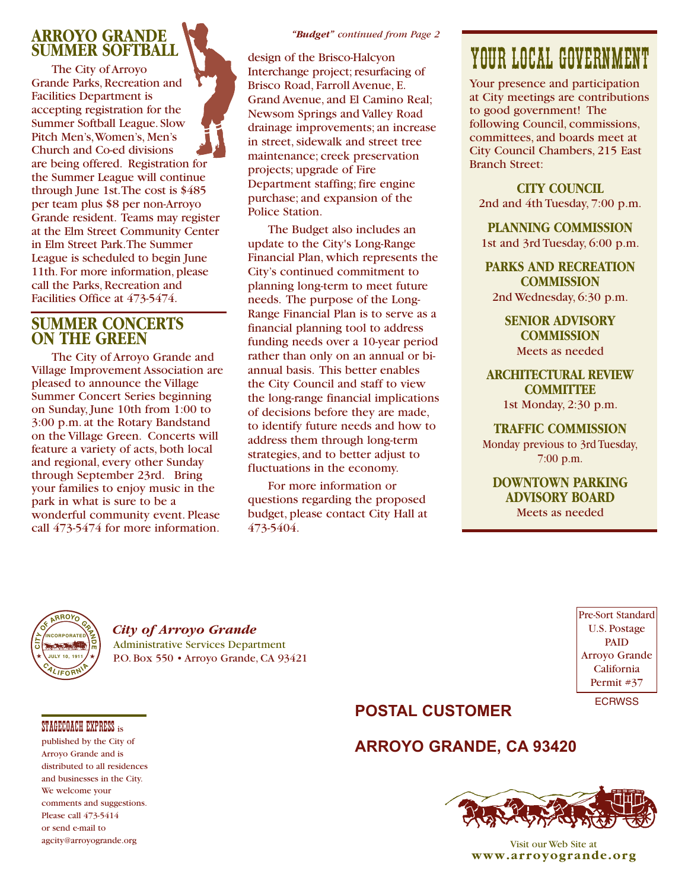## ARROYO GRANDE SUMMER SOFTBALL

The City of Arroyo Grande Parks, Recreation and Facilities Department is accepting registration for the Summer Softball League. Slow Pitch Men's, Women's, Men's Church and Co-ed divisions are being offered. Registration for the Summer League will continue through June 1st. The cost is $485 per team plus $8 per non-Arroyo Grande resident. Teams may register at the Elm Street Community Center in Elm Street Park. The Summer League is scheduled to begin June 11th. For more information, please call the Parks, Recreation and Facilities Office at 473-5474.

## SUMMER CONCERTS ON THE GREEN

The City of Arroyo Grande and Village Improvement Association are pleased to announce the Village Summer Concert Series beginning on Sunday, June 10th from 1:00 to 3:00 p.m. at the Rotary Bandstand on the Village Green. Concerts will feature a variety of acts, both local and regional, every other Sunday through September 23rd. Bring your families to enjoy music in the park in what is sure to be a wonderful community event. Please call 473-5474 for more information.

*"Budget" continued from Page 2*

design of the Brisco-Halcyon Interchange project; resurfacing of Brisco Road, Farroll Avenue, E. Grand Avenue, and El Camino Real; Newsom Springs and Valley Road drainage improvements; an increase in street, sidewalk and street tree maintenance; creek preservation projects; upgrade of Fire Department staffing; fire engine purchase; and expansion of the Police Station.

The Budget also includes an update to the City's Long-Range Financial Plan, which represents the City's continued commitment to planning long-term to meet future needs. The purpose of the Long-Range Financial Plan is to serve as a financial planning tool to address funding needs over a 10-year period rather than only on an annual or bi-annual basis. This better enables the City Council and staff to view the long-range financial implications of decisions before they are made, to identify future needs and how to address them through long-term strategies, and to better adjust to fluctuations in the economy.

For more information or questions regarding the proposed budget, please contact City Hall at 473-5404.

## YOUR LOCAL GOVERNMENT

Your presence and participation at City meetings are contributions to good government! The following Council, commissions, committees, and boards meet at City Council Chambers, 215 East Branch Street:

**CITY COUNCIL**
2nd and 4th Tuesday, 7:00 p.m.

**PLANNING COMMISSION**
1st and 3rd Tuesday, 6:00 p.m.

**PARKS AND RECREATION COMMISSION**
2nd Wednesday, 6:30 p.m.

**SENIOR ADVISORY COMMISSION**
Meets as needed

**ARCHITECTURAL REVIEW COMMITTEE**
1st Monday, 2:30 p.m.

**TRAFFIC COMMISSION**
Monday previous to 3rd Tuesday, 7:00 p.m.

**DOWNTOWN PARKING ADVISORY BOARD**
Meets as needed

CITY OF ARROYO GRANDE INCORPORATED JULY 10, 1911 CALIFORNIA

***City of Arroyo Grande***
Administrative Services Department
P.O. Box 550 • Arroyo Grande, CA 93421

Pre-Sort Standard
U.S. Postage
PAID
Arroyo Grande
California
Permit #37

ECRWSS

**POSTAL CUSTOMER**

**ARROYO GRANDE, CA 93420**

STAGECOACH EXPRESS is published by the City of Arroyo Grande and is distributed to all residences and businesses in the City. We welcome your comments and suggestions. Please call 473-5414 or send e-mail to agcity@arroyogrande.org

Visit our Web Site at
**www.arroyogrande.org**